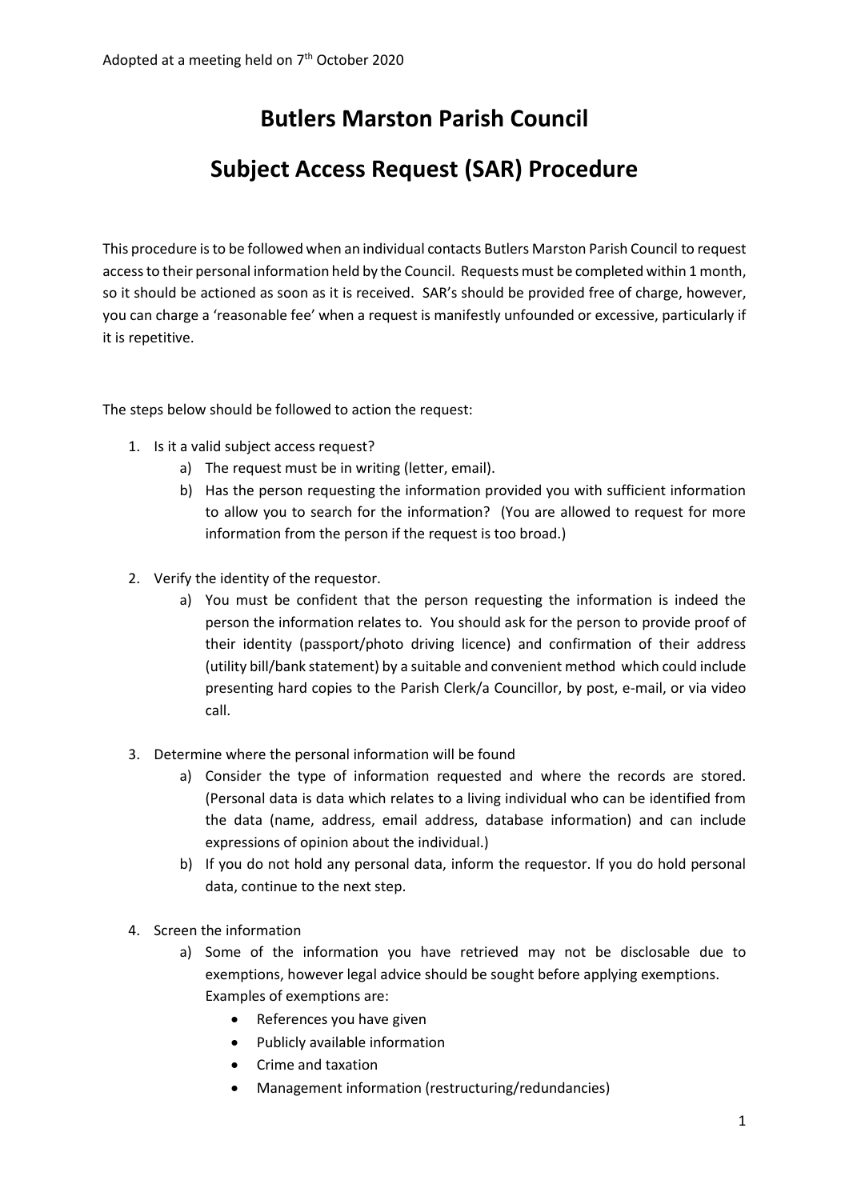Adopted at a meeting held on 7th October 2020

# Butlers Marston Parish Council

# Subject Access Request (SAR) Procedure

This procedure is to be followed when an individual contacts Butlers Marston Parish Council to request access to their personal information held by the Council. Requests must be completed within 1 month, so it should be actioned as soon as it is received. SAR's should be provided free of charge, however, you can charge a 'reasonable fee' when a request is manifestly unfounded or excessive, particularly if it is repetitive.

The steps below should be followed to action the request:

1. Is it a valid subject access request?
   a) The request must be in writing (letter, email).
   b) Has the person requesting the information provided you with sufficient information to allow you to search for the information? (You are allowed to request for more information from the person if the request is too broad.)

2. Verify the identity of the requestor.
   a) You must be confident that the person requesting the information is indeed the person the information relates to. You should ask for the person to provide proof of their identity (passport/photo driving licence) and confirmation of their address (utility bill/bank statement) by a suitable and convenient method which could include presenting hard copies to the Parish Clerk/a Councillor, by post, e-mail, or via video call.

3. Determine where the personal information will be found
   a) Consider the type of information requested and where the records are stored. (Personal data is data which relates to a living individual who can be identified from the data (name, address, email address, database information) and can include expressions of opinion about the individual.)
   b) If you do not hold any personal data, inform the requestor. If you do hold personal data, continue to the next step.

4. Screen the information
   a) Some of the information you have retrieved may not be disclosable due to exemptions, however legal advice should be sought before applying exemptions. Examples of exemptions are:
      - References you have given
      - Publicly available information
      - Crime and taxation
      - Management information (restructuring/redundancies)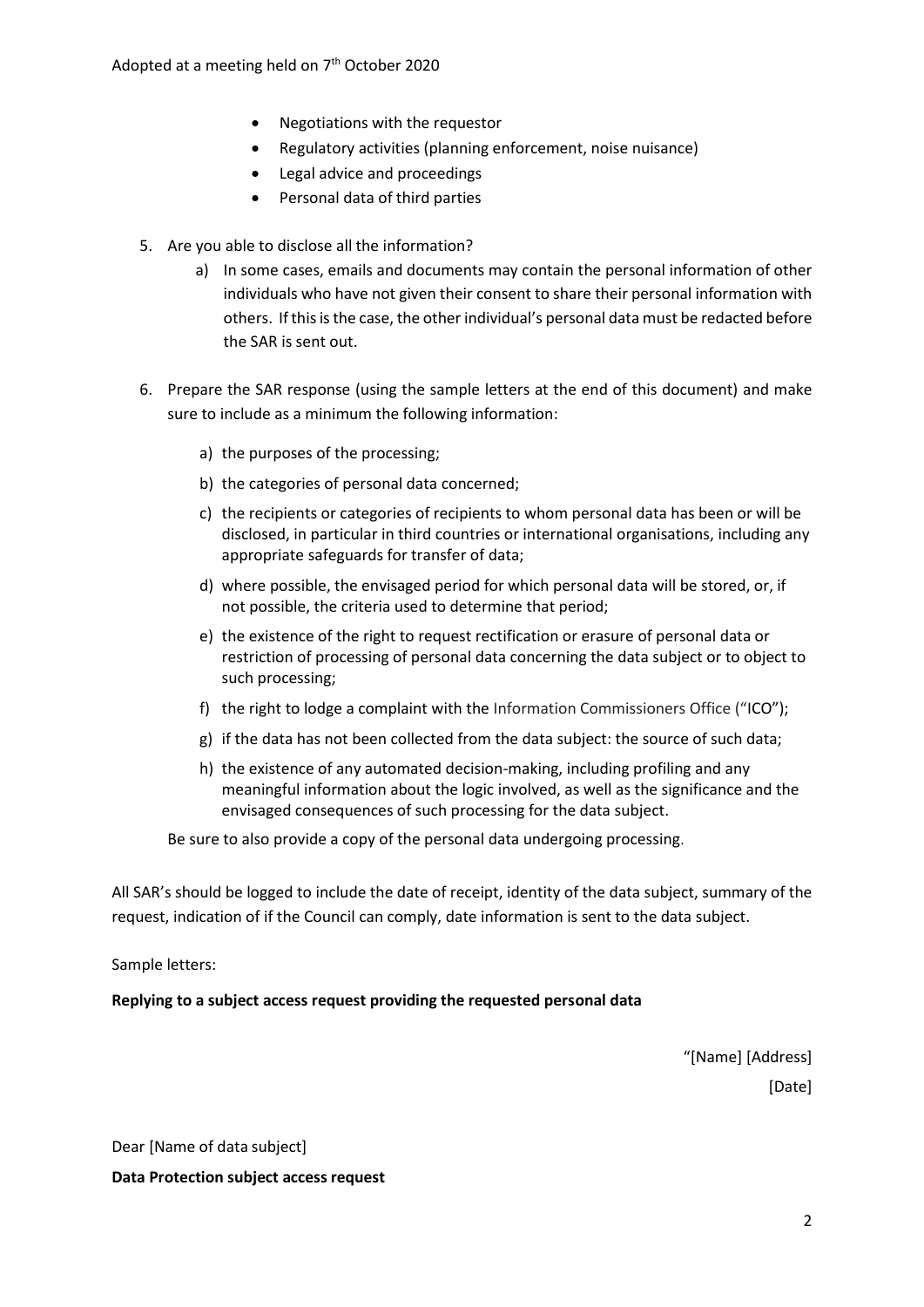- Negotiations with the requestor
- Regulatory activities (planning enforcement, noise nuisance)
- Legal advice and proceedings
- Personal data of third parties

5. Are you able to disclose all the information?
    a) In some cases, emails and documents may contain the personal information of other individuals who have not given their consent to share their personal information with others. If this is the case, the other individual's personal data must be redacted before the SAR is sent out.

6. Prepare the SAR response (using the sample letters at the end of this document) and make sure to include as a minimum the following information:
    a) the purposes of the processing;
    b) the categories of personal data concerned;
    c) the recipients or categories of recipients to whom personal data has been or will be disclosed, in particular in third countries or international organisations, including any appropriate safeguards for transfer of data;
    d) where possible, the envisaged period for which personal data will be stored, or, if not possible, the criteria used to determine that period;
    e) the existence of the right to request rectification or erasure of personal data or restriction of processing of personal data concerning the data subject or to object to such processing;
    f) the right to lodge a complaint with the Information Commissioners Office ("ICO");
    g) if the data has not been collected from the data subject: the source of such data;
    h) the existence of any automated decision-making, including profiling and any meaningful information about the logic involved, as well as the significance and the envisaged consequences of such processing for the data subject.

    Be sure to also provide a copy of the personal data undergoing processing.

All SAR's should be logged to include the date of receipt, identity of the data subject, summary of the request, indication of if the Council can comply, date information is sent to the data subject.

Sample letters:

**Replying to a subject access request providing the requested personal data**

"[Name] [Address]

[Date]

Dear [Name of data subject]

**Data Protection subject access request**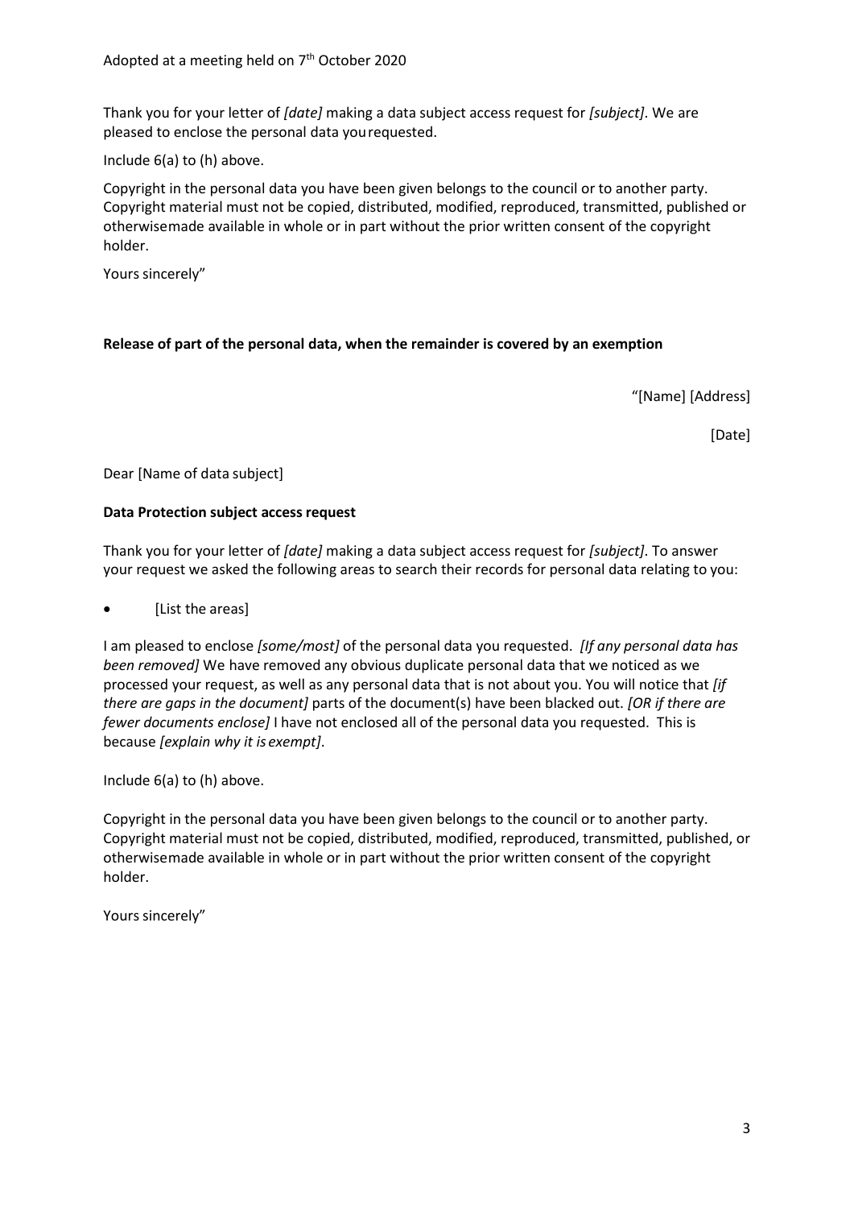Adopted at a meeting held on 7th October 2020

Thank you for your letter of *[date]* making a data subject access request for *[subject]*. We are pleased to enclose the personal data you requested.

Include 6(a) to (h) above.

Copyright in the personal data you have been given belongs to the council or to another party. Copyright material must not be copied, distributed, modified, reproduced, transmitted, published or otherwise made available in whole or in part without the prior written consent of the copyright holder.

Yours sincerely"

**Release of part of the personal data, when the remainder is covered by an exemption**

"[Name] [Address]

[Date]

Dear [Name of data subject]

**Data Protection subject access request**

Thank you for your letter of *[date]* making a data subject access request for *[subject]*. To answer your request we asked the following areas to search their records for personal data relating to you:

- [List the areas]

I am pleased to enclose *[some/most]* of the personal data you requested. *[If any personal data has been removed]* We have removed any obvious duplicate personal data that we noticed as we processed your request, as well as any personal data that is not about you. You will notice that *[if there are gaps in the document]* parts of the document(s) have been blacked out. *[OR if there are fewer documents enclose]* I have not enclosed all of the personal data you requested. This is because *[explain why it is exempt]*.

Include 6(a) to (h) above.

Copyright in the personal data you have been given belongs to the council or to another party. Copyright material must not be copied, distributed, modified, reproduced, transmitted, published, or otherwise made available in whole or in part without the prior written consent of the copyright holder.

Yours sincerely"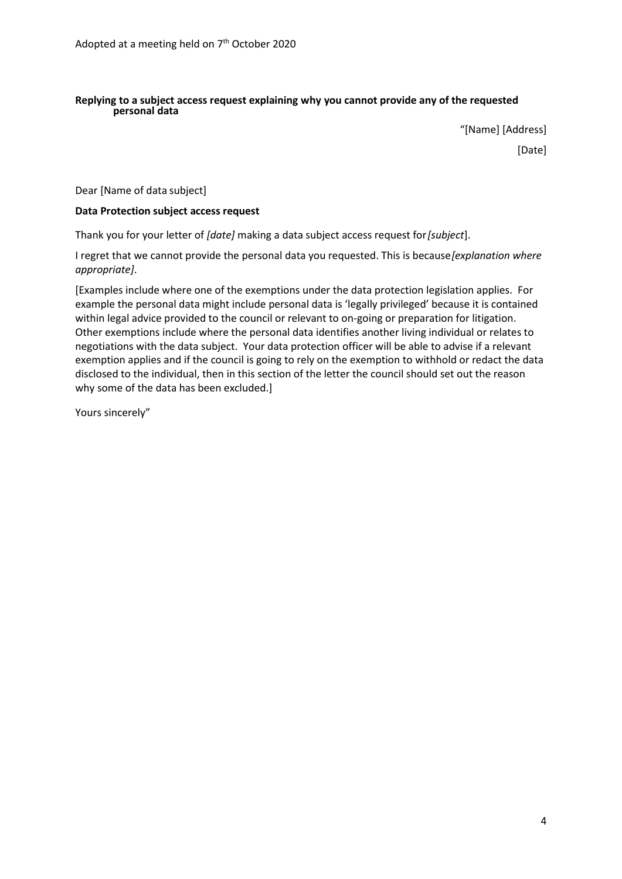Adopted at a meeting held on 7th October 2020

**Replying to a subject access request explaining why you cannot provide any of the requested personal data**

"[Name] [Address]

[Date]

Dear [Name of data subject]

**Data Protection subject access request**

Thank you for your letter of *[date]* making a data subject access request for *[subject*].

I regret that we cannot provide the personal data you requested. This is because *[explanation where appropriate]*.

[Examples include where one of the exemptions under the data protection legislation applies. For example the personal data might include personal data is 'legally privileged' because it is contained within legal advice provided to the council or relevant to on-going or preparation for litigation. Other exemptions include where the personal data identifies another living individual or relates to negotiations with the data subject. Your data protection officer will be able to advise if a relevant exemption applies and if the council is going to rely on the exemption to withhold or redact the data disclosed to the individual, then in this section of the letter the council should set out the reason why some of the data has been excluded.]

Yours sincerely"